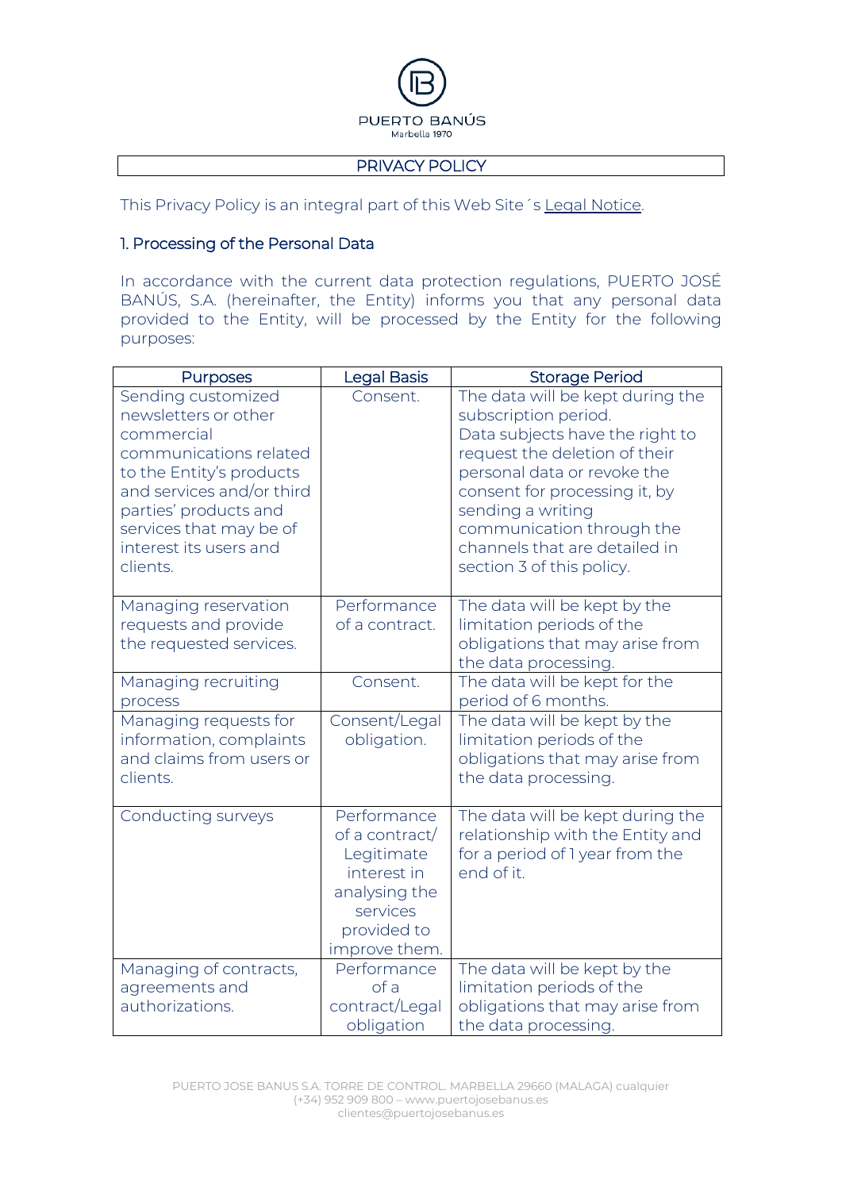PUERTO BANÚS
Marbella 1970

# PRIVACY POLICY

This Privacy Policy is an integral part of this Web Site´s Legal Notice.

## 1. Processing of the Personal Data

In accordance with the current data protection regulations, PUERTO JOSÉ BANÚS, S.A. (hereinafter, the Entity) informs you that any personal data provided to the Entity, will be processed by the Entity for the following purposes:

| Purposes | Legal Basis | Storage Period |
|---|---|---|
| Sending customized newsletters or other commercial communications related to the Entity's products and services and/or third parties' products and services that may be of interest its users and clients. | Consent. | The data will be kept during the subscription period. Data subjects have the right to request the deletion of their personal data or revoke the consent for processing it, by sending a writing communication through the channels that are detailed in section 3 of this policy. |
| Managing reservation requests and provide the requested services. | Performance of a contract. | The data will be kept by the limitation periods of the obligations that may arise from the data processing. |
| Managing recruiting process | Consent. | The data will be kept for the period of 6 months. |
| Managing requests for information, complaints and claims from users or clients. | Consent/Legal obligation. | The data will be kept by the limitation periods of the obligations that may arise from the data processing. |
| Conducting surveys | Performance of a contract/ Legitimate interest in analysing the services provided to improve them. | The data will be kept during the relationship with the Entity and for a period of 1 year from the end of it. |
| Managing of contracts, agreements and authorizations. | Performance of a contract/Legal obligation | The data will be kept by the limitation periods of the obligations that may arise from the data processing. |

PUERTO JOSE BANUS S.A. TORRE DE CONTROL. MARBELLA 29660 (MALAGA) cualquier
(+34) 952 909 800 – www.puertojosebanus.es
clientes@puertojosebanus.es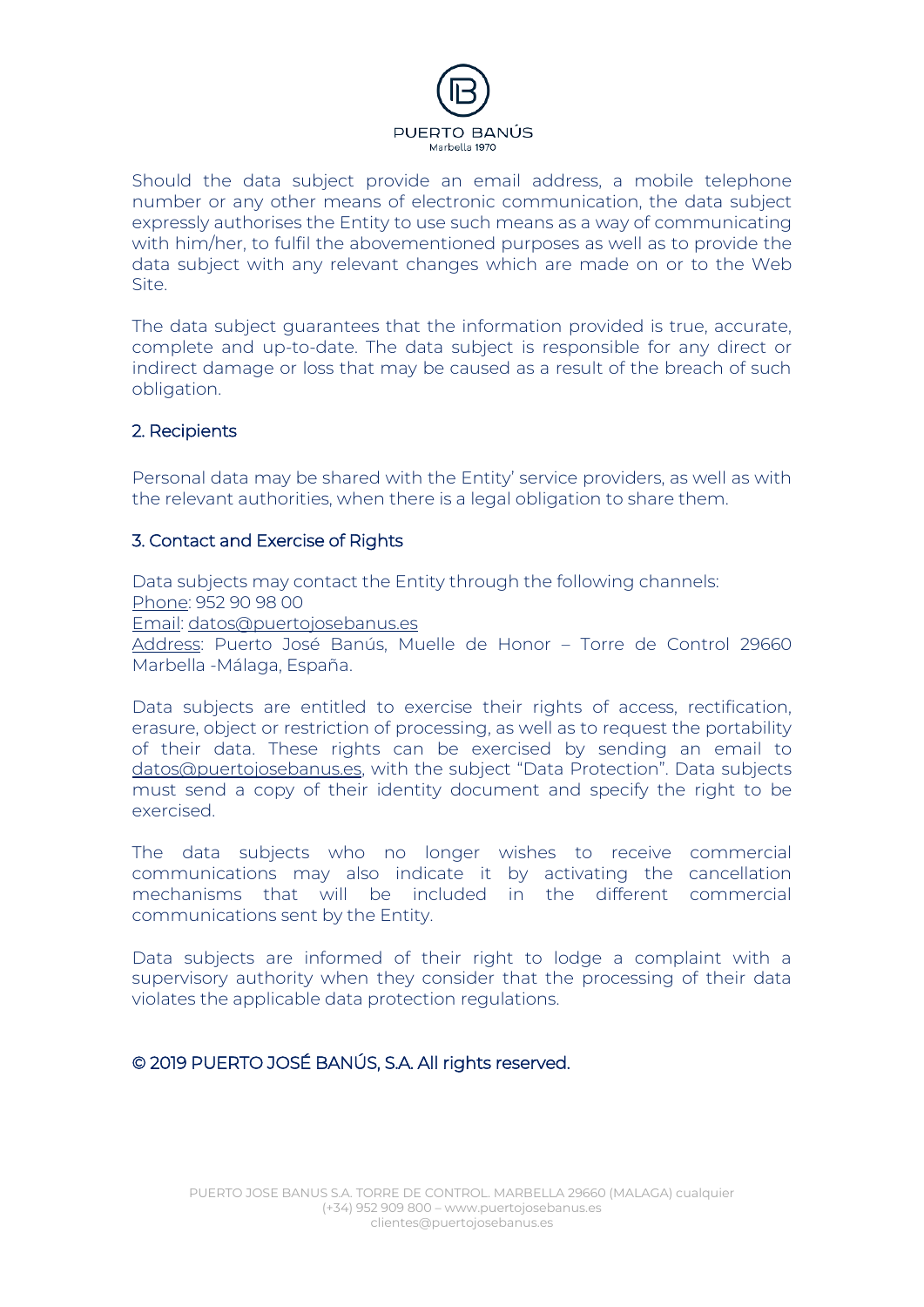Should the data subject provide an email address, a mobile telephone number or any other means of electronic communication, the data subject expressly authorises the Entity to use such means as a way of communicating with him/her, to fulfil the abovementioned purposes as well as to provide the data subject with any relevant changes which are made on or to the Web Site.

The data subject guarantees that the information provided is true, accurate, complete and up-to-date. The data subject is responsible for any direct or indirect damage or loss that may be caused as a result of the breach of such obligation.

## 2. Recipients

Personal data may be shared with the Entity' service providers, as well as with the relevant authorities, when there is a legal obligation to share them.

## 3. Contact and Exercise of Rights

Data subjects may contact the Entity through the following channels:
Phone: 952 90 98 00
Email: datos@puertojosebanus.es
Address: Puerto José Banús, Muelle de Honor – Torre de Control 29660 Marbella -Málaga, España.

Data subjects are entitled to exercise their rights of access, rectification, erasure, object or restriction of processing, as well as to request the portability of their data. These rights can be exercised by sending an email to datos@puertojosebanus.es, with the subject "Data Protection". Data subjects must send a copy of their identity document and specify the right to be exercised.

The data subjects who no longer wishes to receive commercial communications may also indicate it by activating the cancellation mechanisms that will be included in the different commercial communications sent by the Entity.

Data subjects are informed of their right to lodge a complaint with a supervisory authority when they consider that the processing of their data violates the applicable data protection regulations.

© 2019 PUERTO JOSÉ BANÚS, S.A. All rights reserved.